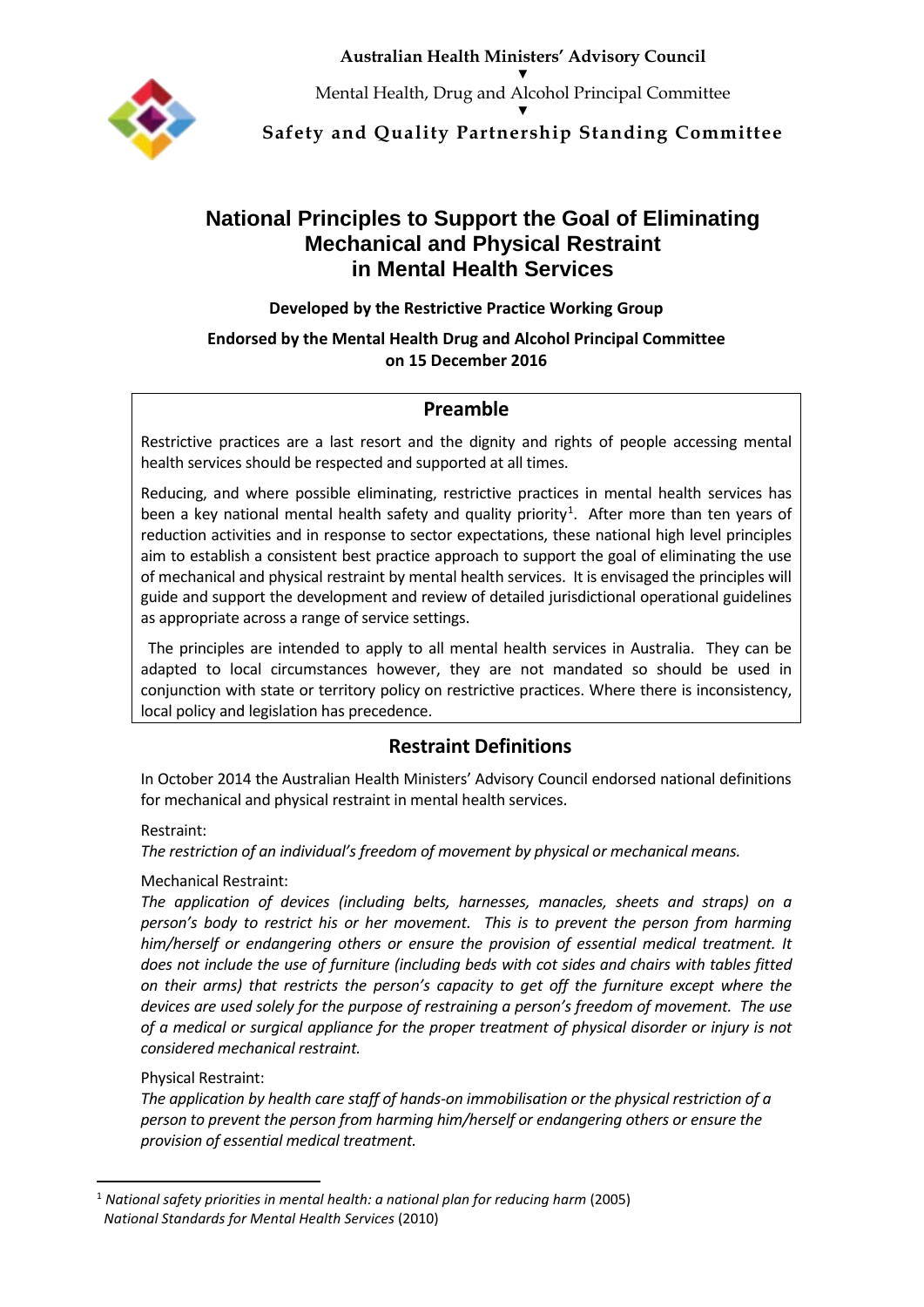Australian Health Ministers' Advisory Council

▼

Mental Health, Drug and Alcohol Principal Committee

▼

**Safety and Quality Partnership Standing Committee**

# National Principles to Support the Goal of Eliminating Mechanical and Physical Restraint in Mental Health Services

**Developed by the Restrictive Practice Working Group**

**Endorsed by the Mental Health Drug and Alcohol Principal Committee on 15 December 2016**

## Preamble

Restrictive practices are a last resort and the dignity and rights of people accessing mental health services should be respected and supported at all times.

Reducing, and where possible eliminating, restrictive practices in mental health services has been a key national mental health safety and quality priority[1]. After more than ten years of reduction activities and in response to sector expectations, these national high level principles aim to establish a consistent best practice approach to support the goal of eliminating the use of mechanical and physical restraint by mental health services. It is envisaged the principles will guide and support the development and review of detailed jurisdictional operational guidelines as appropriate across a range of service settings.

The principles are intended to apply to all mental health services in Australia. They can be adapted to local circumstances however, they are not mandated so should be used in conjunction with state or territory policy on restrictive practices. Where there is inconsistency, local policy and legislation has precedence.

## Restraint Definitions

In October 2014 the Australian Health Ministers' Advisory Council endorsed national definitions for mechanical and physical restraint in mental health services.

Restraint:
*The restriction of an individual's freedom of movement by physical or mechanical means.*

Mechanical Restraint:
*The application of devices (including belts, harnesses, manacles, sheets and straps) on a person's body to restrict his or her movement. This is to prevent the person from harming him/herself or endangering others or ensure the provision of essential medical treatment. It does not include the use of furniture (including beds with cot sides and chairs with tables fitted on their arms) that restricts the person's capacity to get off the furniture except where the devices are used solely for the purpose of restraining a person's freedom of movement. The use of a medical or surgical appliance for the proper treatment of physical disorder or injury is not considered mechanical restraint.*

Physical Restraint:
*The application by health care staff of hands-on immobilisation or the physical restriction of a person to prevent the person from harming him/herself or endangering others or ensure the provision of essential medical treatment.*

---

[1] *National safety priorities in mental health: a national plan for reducing harm* (2005)
*National Standards for Mental Health Services* (2010)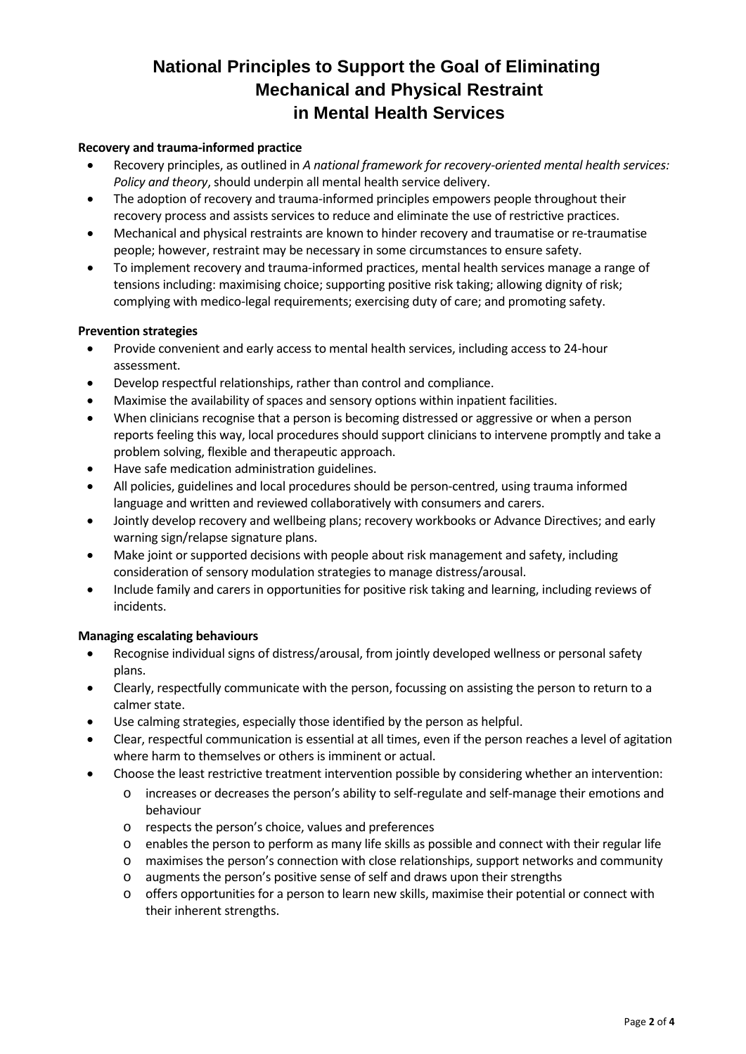# National Principles to Support the Goal of Eliminating Mechanical and Physical Restraint in Mental Health Services

**Recovery and trauma-informed practice**

- Recovery principles, as outlined in *A national framework for recovery-oriented mental health services: Policy and theory*, should underpin all mental health service delivery.
- The adoption of recovery and trauma-informed principles empowers people throughout their recovery process and assists services to reduce and eliminate the use of restrictive practices.
- Mechanical and physical restraints are known to hinder recovery and traumatise or re-traumatise people; however, restraint may be necessary in some circumstances to ensure safety.
- To implement recovery and trauma-informed practices, mental health services manage a range of tensions including: maximising choice; supporting positive risk taking; allowing dignity of risk; complying with medico-legal requirements; exercising duty of care; and promoting safety.

**Prevention strategies**

- Provide convenient and early access to mental health services, including access to 24-hour assessment.
- Develop respectful relationships, rather than control and compliance.
- Maximise the availability of spaces and sensory options within inpatient facilities.
- When clinicians recognise that a person is becoming distressed or aggressive or when a person reports feeling this way, local procedures should support clinicians to intervene promptly and take a problem solving, flexible and therapeutic approach.
- Have safe medication administration guidelines.
- All policies, guidelines and local procedures should be person-centred, using trauma informed language and written and reviewed collaboratively with consumers and carers.
- Jointly develop recovery and wellbeing plans; recovery workbooks or Advance Directives; and early warning sign/relapse signature plans.
- Make joint or supported decisions with people about risk management and safety, including consideration of sensory modulation strategies to manage distress/arousal.
- Include family and carers in opportunities for positive risk taking and learning, including reviews of incidents.

**Managing escalating behaviours**

- Recognise individual signs of distress/arousal, from jointly developed wellness or personal safety plans.
- Clearly, respectfully communicate with the person, focussing on assisting the person to return to a calmer state.
- Use calming strategies, especially those identified by the person as helpful.
- Clear, respectful communication is essential at all times, even if the person reaches a level of agitation where harm to themselves or others is imminent or actual.
- Choose the least restrictive treatment intervention possible by considering whether an intervention:
  - increases or decreases the person's ability to self-regulate and self-manage their emotions and behaviour
  - respects the person's choice, values and preferences
  - enables the person to perform as many life skills as possible and connect with their regular life
  - maximises the person's connection with close relationships, support networks and community
  - augments the person's positive sense of self and draws upon their strengths
  - offers opportunities for a person to learn new skills, maximise their potential or connect with their inherent strengths.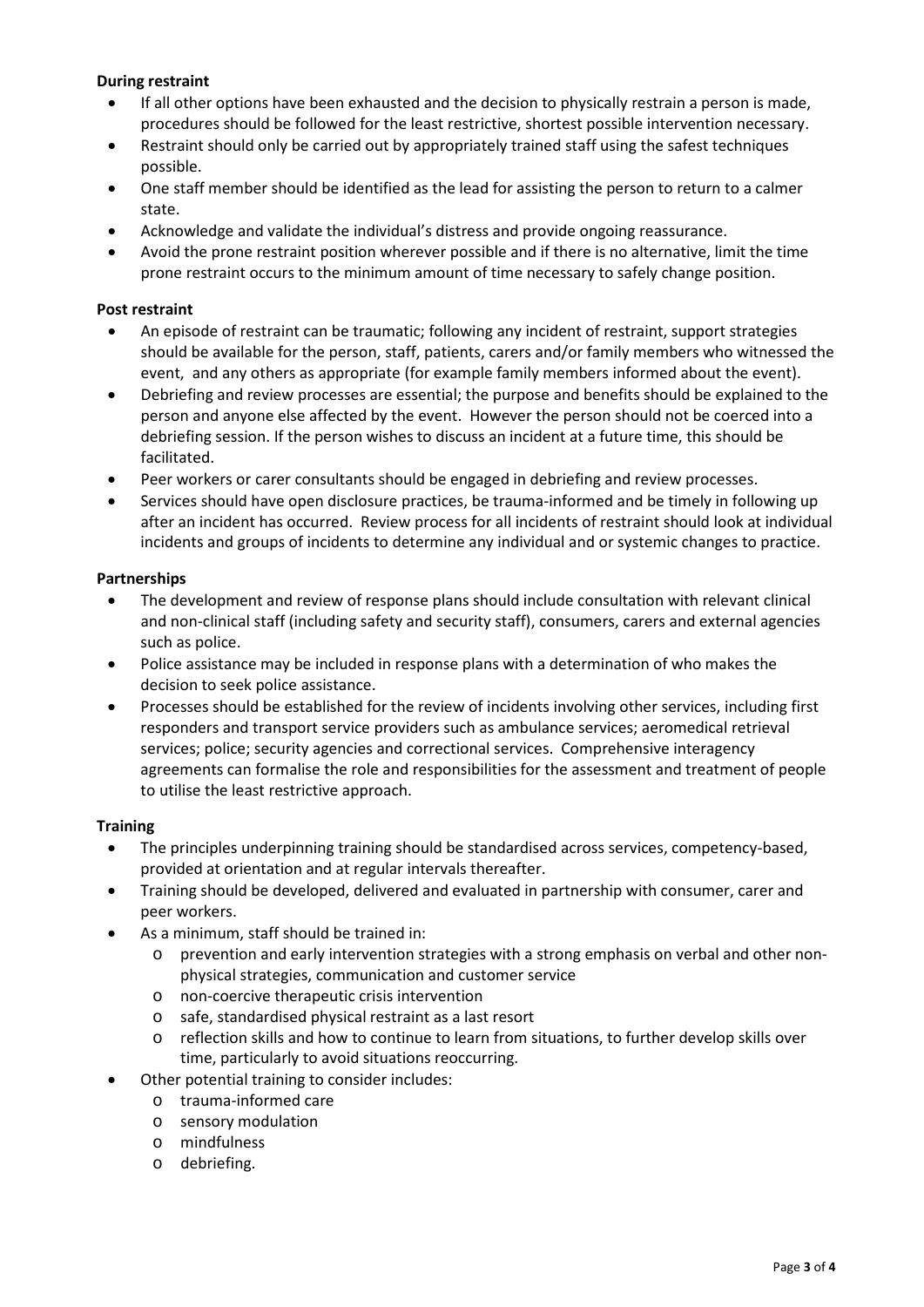**During restraint**

- If all other options have been exhausted and the decision to physically restrain a person is made, procedures should be followed for the least restrictive, shortest possible intervention necessary.
- Restraint should only be carried out by appropriately trained staff using the safest techniques possible.
- One staff member should be identified as the lead for assisting the person to return to a calmer state.
- Acknowledge and validate the individual's distress and provide ongoing reassurance.
- Avoid the prone restraint position wherever possible and if there is no alternative, limit the time prone restraint occurs to the minimum amount of time necessary to safely change position.

**Post restraint**

- An episode of restraint can be traumatic; following any incident of restraint, support strategies should be available for the person, staff, patients, carers and/or family members who witnessed the event, and any others as appropriate (for example family members informed about the event).
- Debriefing and review processes are essential; the purpose and benefits should be explained to the person and anyone else affected by the event. However the person should not be coerced into a debriefing session. If the person wishes to discuss an incident at a future time, this should be facilitated.
- Peer workers or carer consultants should be engaged in debriefing and review processes.
- Services should have open disclosure practices, be trauma-informed and be timely in following up after an incident has occurred. Review process for all incidents of restraint should look at individual incidents and groups of incidents to determine any individual and or systemic changes to practice.

**Partnerships**

- The development and review of response plans should include consultation with relevant clinical and non-clinical staff (including safety and security staff), consumers, carers and external agencies such as police.
- Police assistance may be included in response plans with a determination of who makes the decision to seek police assistance.
- Processes should be established for the review of incidents involving other services, including first responders and transport service providers such as ambulance services; aeromedical retrieval services; police; security agencies and correctional services. Comprehensive interagency agreements can formalise the role and responsibilities for the assessment and treatment of people to utilise the least restrictive approach.

**Training**

- The principles underpinning training should be standardised across services, competency-based, provided at orientation and at regular intervals thereafter.
- Training should be developed, delivered and evaluated in partnership with consumer, carer and peer workers.
- As a minimum, staff should be trained in:
  - prevention and early intervention strategies with a strong emphasis on verbal and other non-physical strategies, communication and customer service
  - non-coercive therapeutic crisis intervention
  - safe, standardised physical restraint as a last resort
  - reflection skills and how to continue to learn from situations, to further develop skills over time, particularly to avoid situations reoccurring.
- Other potential training to consider includes:
  - trauma-informed care
  - sensory modulation
  - mindfulness
  - debriefing.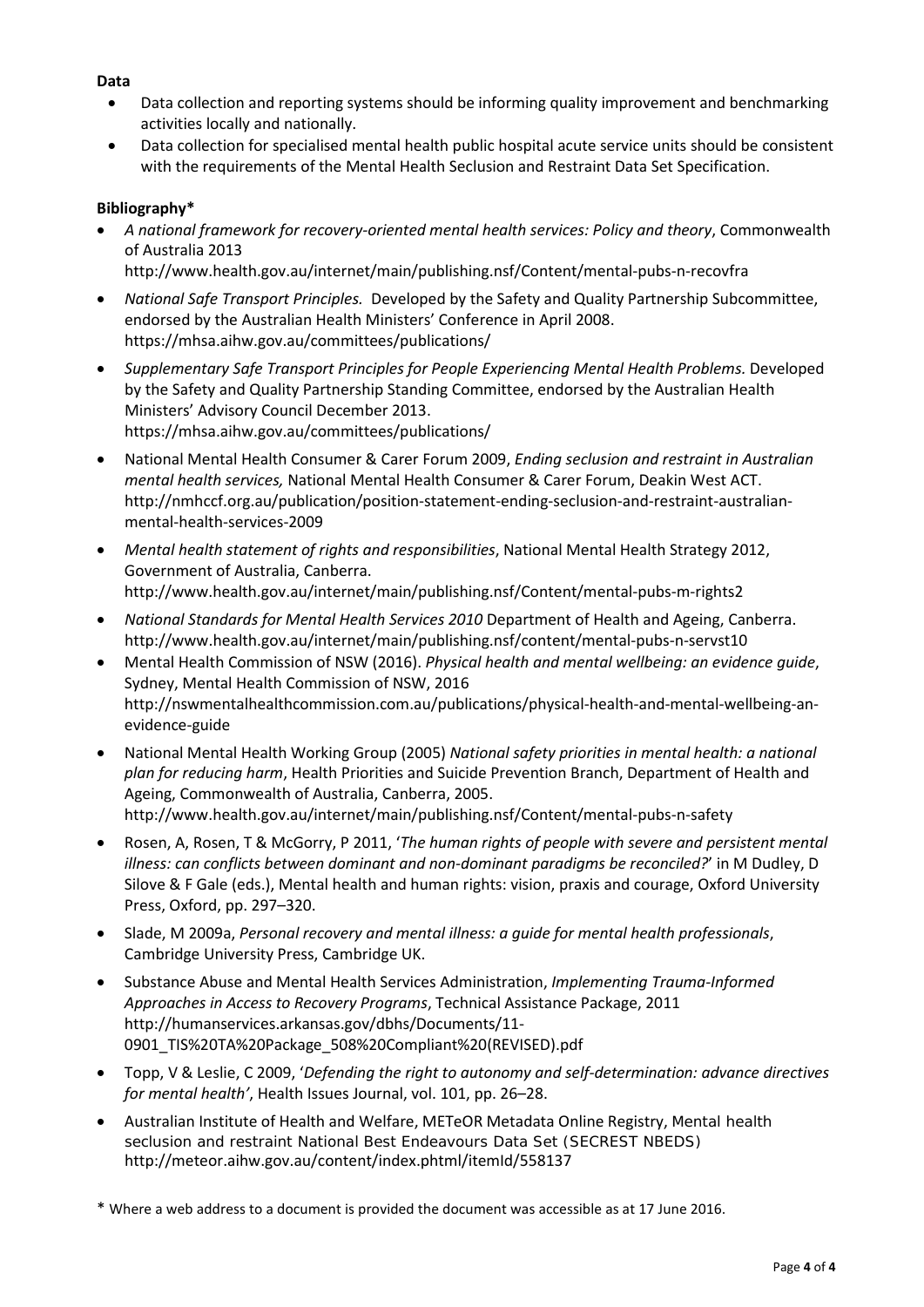**Data**

- Data collection and reporting systems should be informing quality improvement and benchmarking activities locally and nationally.
- Data collection for specialised mental health public hospital acute service units should be consistent with the requirements of the Mental Health Seclusion and Restraint Data Set Specification.

**Bibliography***

- *A national framework for recovery-oriented mental health services: Policy and theory*, Commonwealth of Australia 2013
  http://www.health.gov.au/internet/main/publishing.nsf/Content/mental-pubs-n-recovfra
- *National Safe Transport Principles.* Developed by the Safety and Quality Partnership Subcommittee, endorsed by the Australian Health Ministers' Conference in April 2008.
  https://mhsa.aihw.gov.au/committees/publications/
- *Supplementary Safe Transport Principles for People Experiencing Mental Health Problems.* Developed by the Safety and Quality Partnership Standing Committee, endorsed by the Australian Health Ministers' Advisory Council December 2013.
  https://mhsa.aihw.gov.au/committees/publications/
- National Mental Health Consumer & Carer Forum 2009, *Ending seclusion and restraint in Australian mental health services,* National Mental Health Consumer & Carer Forum, Deakin West ACT.
  http://nmhccf.org.au/publication/position-statement-ending-seclusion-and-restraint-australian-mental-health-services-2009
- *Mental health statement of rights and responsibilities*, National Mental Health Strategy 2012, Government of Australia, Canberra.
  http://www.health.gov.au/internet/main/publishing.nsf/Content/mental-pubs-m-rights2
- *National Standards for Mental Health Services 2010* Department of Health and Ageing, Canberra.
  http://www.health.gov.au/internet/main/publishing.nsf/content/mental-pubs-n-servst10
- Mental Health Commission of NSW (2016). *Physical health and mental wellbeing: an evidence guide*, Sydney, Mental Health Commission of NSW, 2016
  http://nswmentalhealthcommission.com.au/publications/physical-health-and-mental-wellbeing-an-evidence-guide
- National Mental Health Working Group (2005) *National safety priorities in mental health: a national plan for reducing harm*, Health Priorities and Suicide Prevention Branch, Department of Health and Ageing, Commonwealth of Australia, Canberra, 2005.
  http://www.health.gov.au/internet/main/publishing.nsf/Content/mental-pubs-n-safety
- Rosen, A, Rosen, T & McGorry, P 2011, '*The human rights of people with severe and persistent mental illness: can conflicts between dominant and non-dominant paradigms be reconciled?*' in M Dudley, D Silove & F Gale (eds.), Mental health and human rights: vision, praxis and courage, Oxford University Press, Oxford, pp. 297–320.
- Slade, M 2009a, *Personal recovery and mental illness: a guide for mental health professionals*, Cambridge University Press, Cambridge UK.
- Substance Abuse and Mental Health Services Administration, *Implementing Trauma-Informed Approaches in Access to Recovery Programs*, Technical Assistance Package, 2011
  http://humanservices.arkansas.gov/dbhs/Documents/11-0901_TIS%20TA%20Package_508%20Compliant%20(REVISED).pdf
- Topp, V & Leslie, C 2009, '*Defending the right to autonomy and self-determination: advance directives for mental health'*, Health Issues Journal, vol. 101, pp. 26–28.
- Australian Institute of Health and Welfare, METeOR Metadata Online Registry, Mental health seclusion and restraint National Best Endeavours Data Set (SECREST NBEDS)
  http://meteor.aihw.gov.au/content/index.phtml/itemId/558137

* Where a web address to a document is provided the document was accessible as at 17 June 2016.